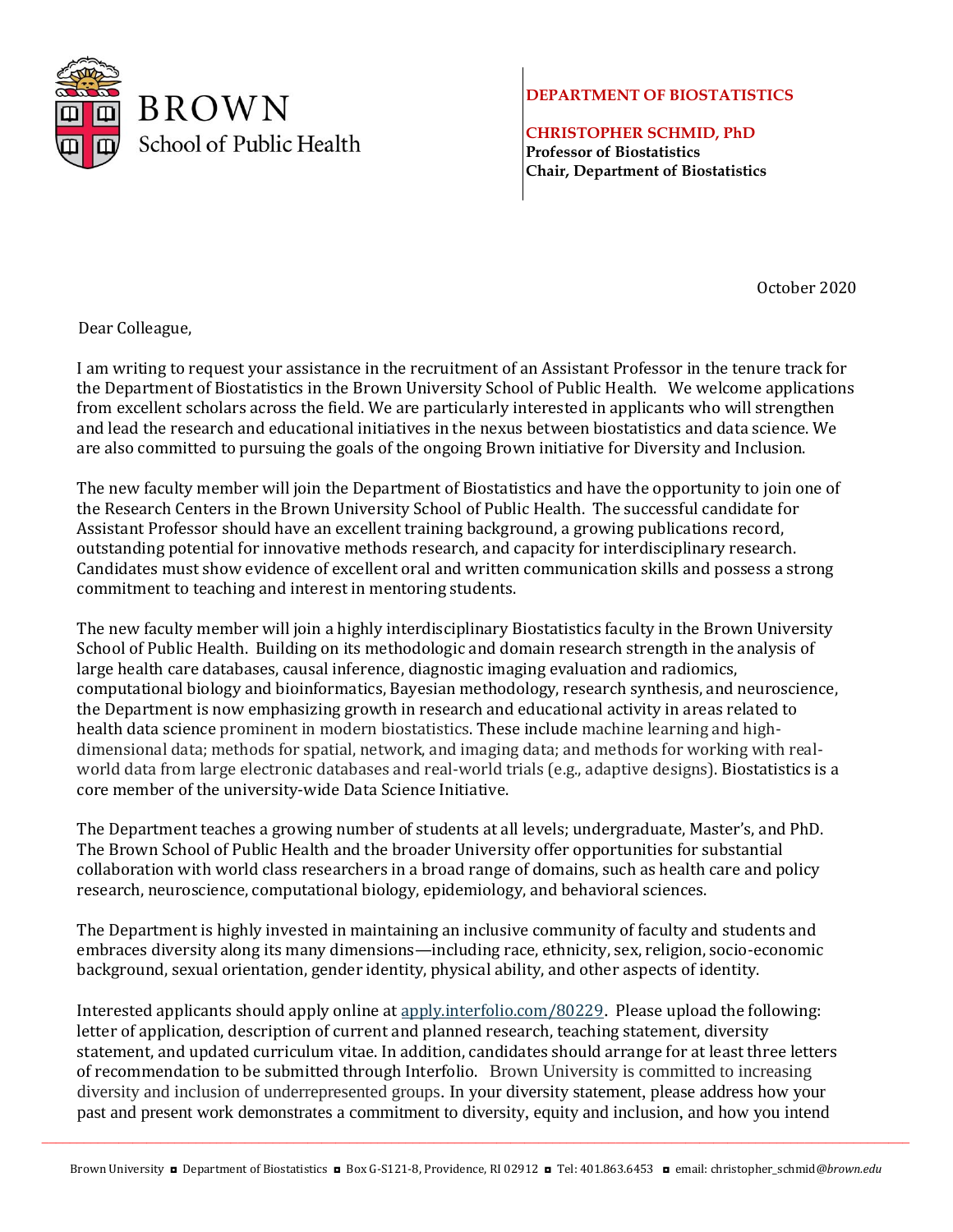**BROWN**
School of Public Health

**DEPARTMENT OF BIOSTATISTICS**

**CHRISTOPHER SCHMID, PhD**
**Professor of Biostatistics**
**Chair, Department of Biostatistics**

October 2020

Dear Colleague,

I am writing to request your assistance in the recruitment of an Assistant Professor in the tenure track for the Department of Biostatistics in the Brown University School of Public Health. We welcome applications from excellent scholars across the field. We are particularly interested in applicants who will strengthen and lead the research and educational initiatives in the nexus between biostatistics and data science. We are also committed to pursuing the goals of the ongoing Brown initiative for Diversity and Inclusion.

The new faculty member will join the Department of Biostatistics and have the opportunity to join one of the Research Centers in the Brown University School of Public Health. The successful candidate for Assistant Professor should have an excellent training background, a growing publications record, outstanding potential for innovative methods research, and capacity for interdisciplinary research. Candidates must show evidence of excellent oral and written communication skills and possess a strong commitment to teaching and interest in mentoring students.

The new faculty member will join a highly interdisciplinary Biostatistics faculty in the Brown University School of Public Health. Building on its methodologic and domain research strength in the analysis of large health care databases, causal inference, diagnostic imaging evaluation and radiomics, computational biology and bioinformatics, Bayesian methodology, research synthesis, and neuroscience, the Department is now emphasizing growth in research and educational activity in areas related to health data science prominent in modern biostatistics. These include machine learning and high-dimensional data; methods for spatial, network, and imaging data; and methods for working with real-world data from large electronic databases and real-world trials (e.g., adaptive designs). Biostatistics is a core member of the university-wide Data Science Initiative.

The Department teaches a growing number of students at all levels; undergraduate, Master's, and PhD. The Brown School of Public Health and the broader University offer opportunities for substantial collaboration with world class researchers in a broad range of domains, such as health care and policy research, neuroscience, computational biology, epidemiology, and behavioral sciences.

The Department is highly invested in maintaining an inclusive community of faculty and students and embraces diversity along its many dimensions—including race, ethnicity, sex, religion, socio-economic background, sexual orientation, gender identity, physical ability, and other aspects of identity.

Interested applicants should apply online at [apply.interfolio.com/80229](apply.interfolio.com/80229). Please upload the following: letter of application, description of current and planned research, teaching statement, diversity statement, and updated curriculum vitae. In addition, candidates should arrange for at least three letters of recommendation to be submitted through Interfolio. Brown University is committed to increasing diversity and inclusion of underrepresented groups. In your diversity statement, please address how your past and present work demonstrates a commitment to diversity, equity and inclusion, and how you intend

Brown University ◘ Department of Biostatistics ◘ Box G-S121-8, Providence, RI 02912 ◘ Tel: 401.863.6453 ◘ email: christopher_schmid@brown.edu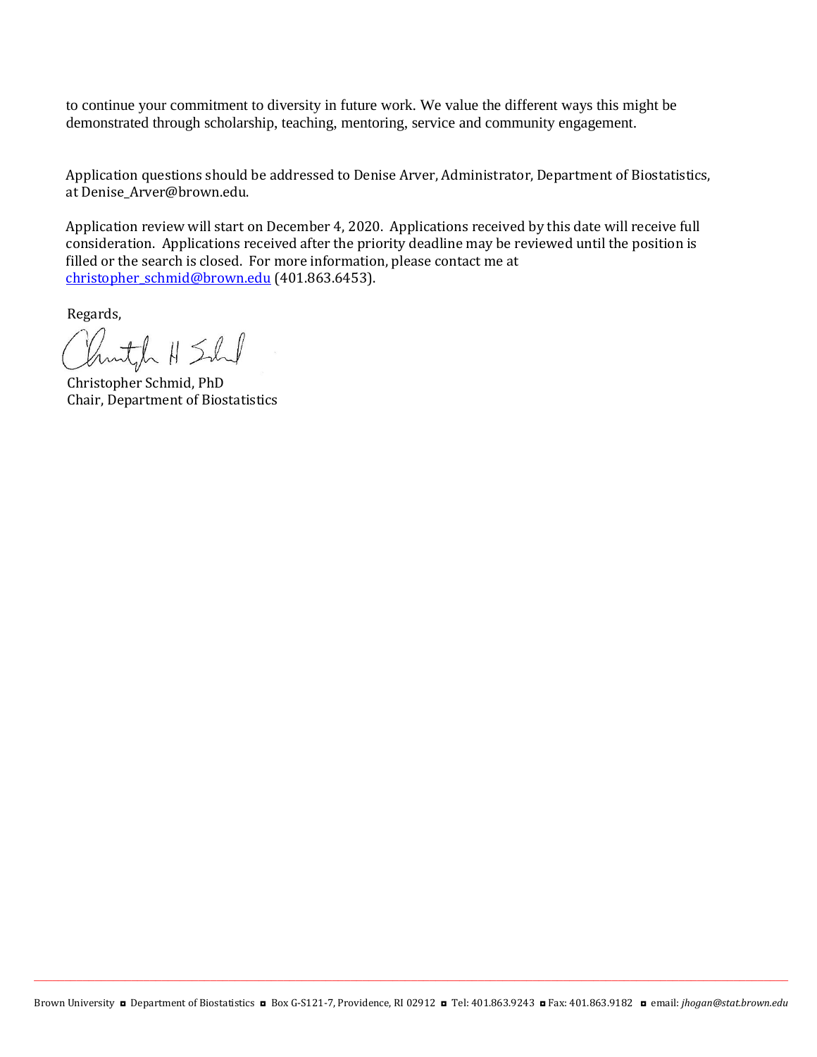to continue your commitment to diversity in future work. We value the different ways this might be demonstrated through scholarship, teaching, mentoring, service and community engagement.

Application questions should be addressed to Denise Arver, Administrator, Department of Biostatistics, at Denise_Arver@brown.edu.

Application review will start on December 4, 2020. Applications received by this date will receive full consideration. Applications received after the priority deadline may be reviewed until the position is filled or the search is closed. For more information, please contact me at christopher_schmid@brown.edu (401.863.6453).

Regards,

Christopher Schmid, PhD
Chair, Department of Biostatistics

Brown University ◘ Department of Biostatistics ◘ Box G-S121-7, Providence, RI 02912 ◘ Tel: 401.863.9243 ◘ Fax: 401.863.9182 ◘ email: *jhogan@stat.brown.edu*